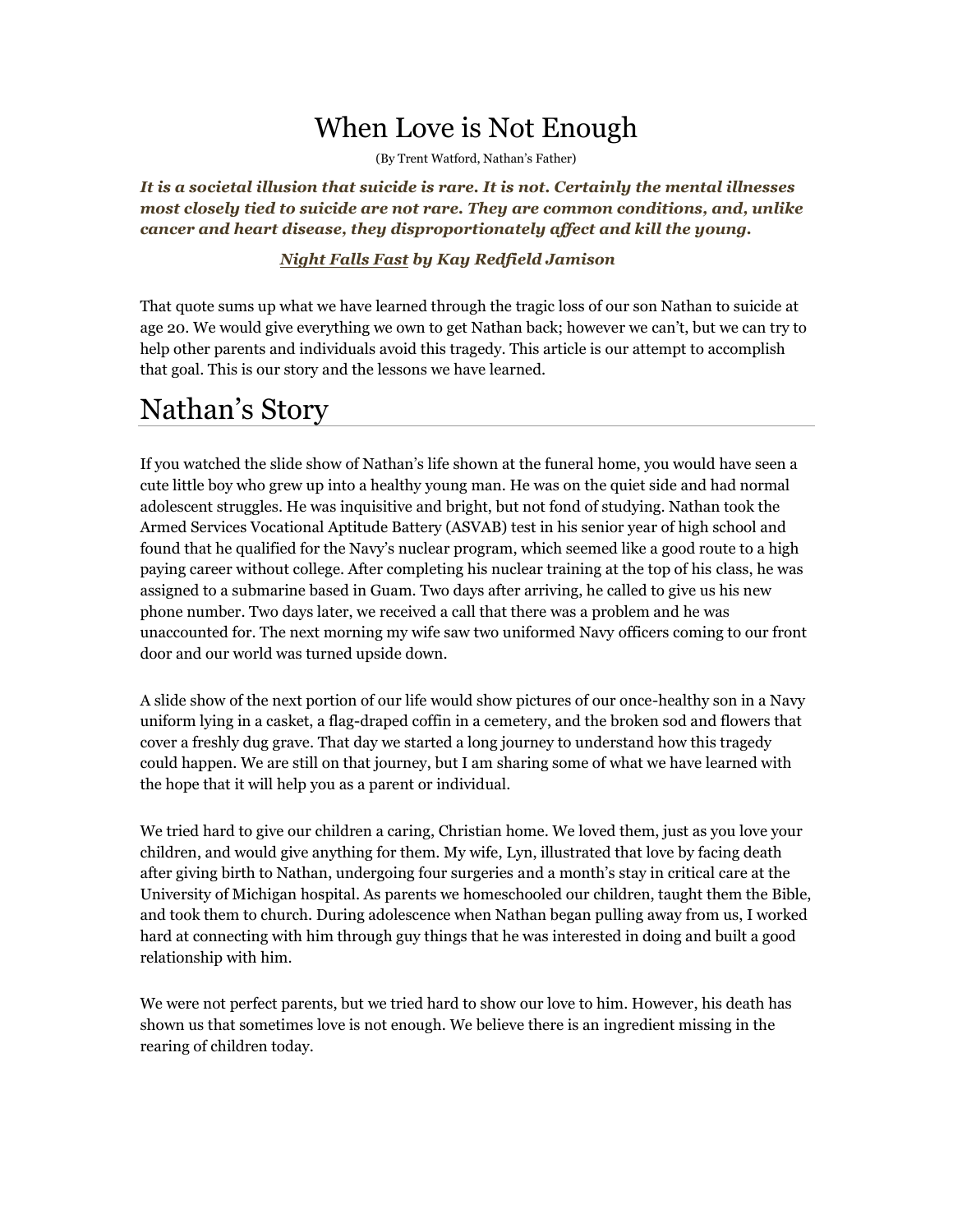# When Love is Not Enough

(By Trent Watford, Nathan's Father)

***It is a societal illusion that suicide is rare. It is not. Certainly the mental illnesses most closely tied to suicide are not rare. They are common conditions, and, unlike cancer and heart disease, they disproportionately affect and kill the young.***

***Night Falls Fast by Kay Redfield Jamison***

That quote sums up what we have learned through the tragic loss of our son Nathan to suicide at age 20. We would give everything we own to get Nathan back; however we can't, but we can try to help other parents and individuals avoid this tragedy. This article is our attempt to accomplish that goal. This is our story and the lessons we have learned.

# Nathan's Story

If you watched the slide show of Nathan's life shown at the funeral home, you would have seen a cute little boy who grew up into a healthy young man. He was on the quiet side and had normal adolescent struggles. He was inquisitive and bright, but not fond of studying. Nathan took the Armed Services Vocational Aptitude Battery (ASVAB) test in his senior year of high school and found that he qualified for the Navy's nuclear program, which seemed like a good route to a high paying career without college. After completing his nuclear training at the top of his class, he was assigned to a submarine based in Guam. Two days after arriving, he called to give us his new phone number. Two days later, we received a call that there was a problem and he was unaccounted for. The next morning my wife saw two uniformed Navy officers coming to our front door and our world was turned upside down.

A slide show of the next portion of our life would show pictures of our once-healthy son in a Navy uniform lying in a casket, a flag-draped coffin in a cemetery, and the broken sod and flowers that cover a freshly dug grave. That day we started a long journey to understand how this tragedy could happen. We are still on that journey, but I am sharing some of what we have learned with the hope that it will help you as a parent or individual.

We tried hard to give our children a caring, Christian home. We loved them, just as you love your children, and would give anything for them. My wife, Lyn, illustrated that love by facing death after giving birth to Nathan, undergoing four surgeries and a month's stay in critical care at the University of Michigan hospital. As parents we homeschooled our children, taught them the Bible, and took them to church. During adolescence when Nathan began pulling away from us, I worked hard at connecting with him through guy things that he was interested in doing and built a good relationship with him.

We were not perfect parents, but we tried hard to show our love to him. However, his death has shown us that sometimes love is not enough. We believe there is an ingredient missing in the rearing of children today.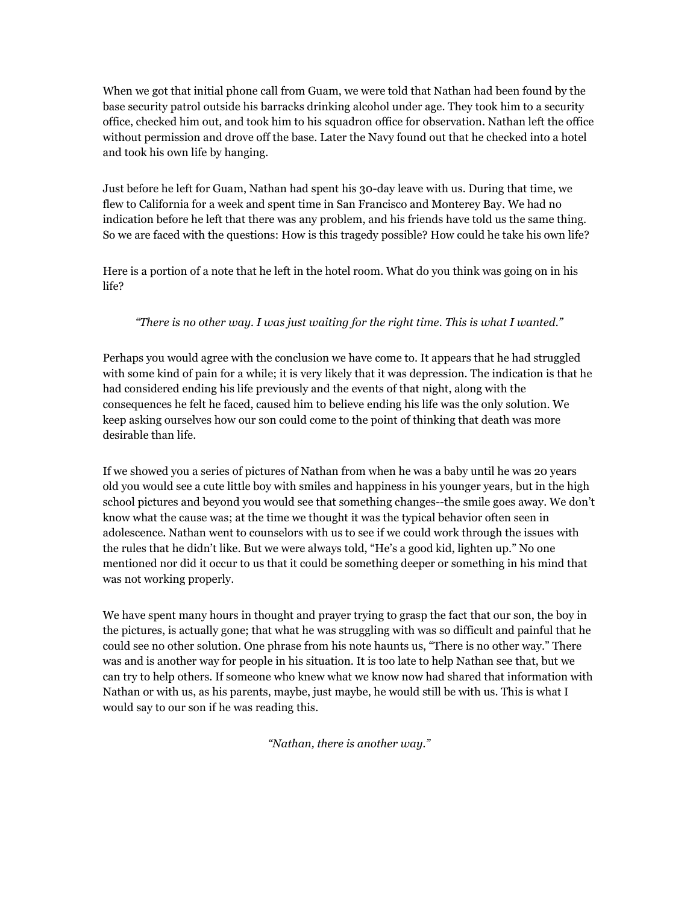When we got that initial phone call from Guam, we were told that Nathan had been found by the base security patrol outside his barracks drinking alcohol under age. They took him to a security office, checked him out, and took him to his squadron office for observation. Nathan left the office without permission and drove off the base. Later the Navy found out that he checked into a hotel and took his own life by hanging.

Just before he left for Guam, Nathan had spent his 30-day leave with us. During that time, we flew to California for a week and spent time in San Francisco and Monterey Bay. We had no indication before he left that there was any problem, and his friends have told us the same thing. So we are faced with the questions: How is this tragedy possible? How could he take his own life?

Here is a portion of a note that he left in the hotel room. What do you think was going on in his life?

> *"There is no other way. I was just waiting for the right time. This is what I wanted."*

Perhaps you would agree with the conclusion we have come to. It appears that he had struggled with some kind of pain for a while; it is very likely that it was depression. The indication is that he had considered ending his life previously and the events of that night, along with the consequences he felt he faced, caused him to believe ending his life was the only solution. We keep asking ourselves how our son could come to the point of thinking that death was more desirable than life.

If we showed you a series of pictures of Nathan from when he was a baby until he was 20 years old you would see a cute little boy with smiles and happiness in his younger years, but in the high school pictures and beyond you would see that something changes--the smile goes away. We don't know what the cause was; at the time we thought it was the typical behavior often seen in adolescence. Nathan went to counselors with us to see if we could work through the issues with the rules that he didn't like. But we were always told, "He's a good kid, lighten up." No one mentioned nor did it occur to us that it could be something deeper or something in his mind that was not working properly.

We have spent many hours in thought and prayer trying to grasp the fact that our son, the boy in the pictures, is actually gone; that what he was struggling with was so difficult and painful that he could see no other solution. One phrase from his note haunts us, "There is no other way." There was and is another way for people in his situation. It is too late to help Nathan see that, but we can try to help others. If someone who knew what we know now had shared that information with Nathan or with us, as his parents, maybe, just maybe, he would still be with us. This is what I would say to our son if he was reading this.

*"Nathan, there is another way."*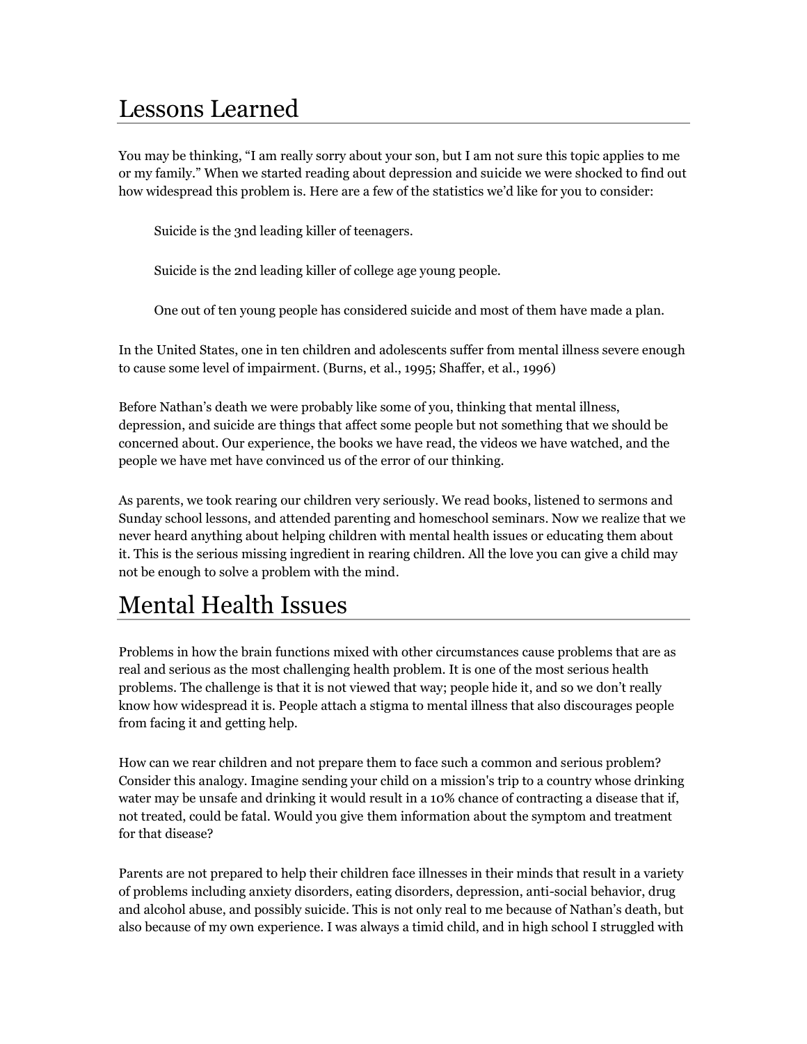# Lessons Learned

You may be thinking, “I am really sorry about your son, but I am not sure this topic applies to me or my family.” When we started reading about depression and suicide we were shocked to find out how widespread this problem is. Here are a few of the statistics we’d like for you to consider:

> Suicide is the 3nd leading killer of teenagers.
>
> Suicide is the 2nd leading killer of college age young people.
>
> One out of ten young people has considered suicide and most of them have made a plan.

In the United States, one in ten children and adolescents suffer from mental illness severe enough to cause some level of impairment. (Burns, et al., 1995; Shaffer, et al., 1996)

Before Nathan’s death we were probably like some of you, thinking that mental illness, depression, and suicide are things that affect some people but not something that we should be concerned about. Our experience, the books we have read, the videos we have watched, and the people we have met have convinced us of the error of our thinking.

As parents, we took rearing our children very seriously. We read books, listened to sermons and Sunday school lessons, and attended parenting and homeschool seminars. Now we realize that we never heard anything about helping children with mental health issues or educating them about it. This is the serious missing ingredient in rearing children. All the love you can give a child may not be enough to solve a problem with the mind.

# Mental Health Issues

Problems in how the brain functions mixed with other circumstances cause problems that are as real and serious as the most challenging health problem. It is one of the most serious health problems. The challenge is that it is not viewed that way; people hide it, and so we don’t really know how widespread it is. People attach a stigma to mental illness that also discourages people from facing it and getting help.

How can we rear children and not prepare them to face such a common and serious problem? Consider this analogy. Imagine sending your child on a mission's trip to a country whose drinking water may be unsafe and drinking it would result in a 10% chance of contracting a disease that if, not treated, could be fatal. Would you give them information about the symptom and treatment for that disease?

Parents are not prepared to help their children face illnesses in their minds that result in a variety of problems including anxiety disorders, eating disorders, depression, anti-social behavior, drug and alcohol abuse, and possibly suicide. This is not only real to me because of Nathan’s death, but also because of my own experience. I was always a timid child, and in high school I struggled with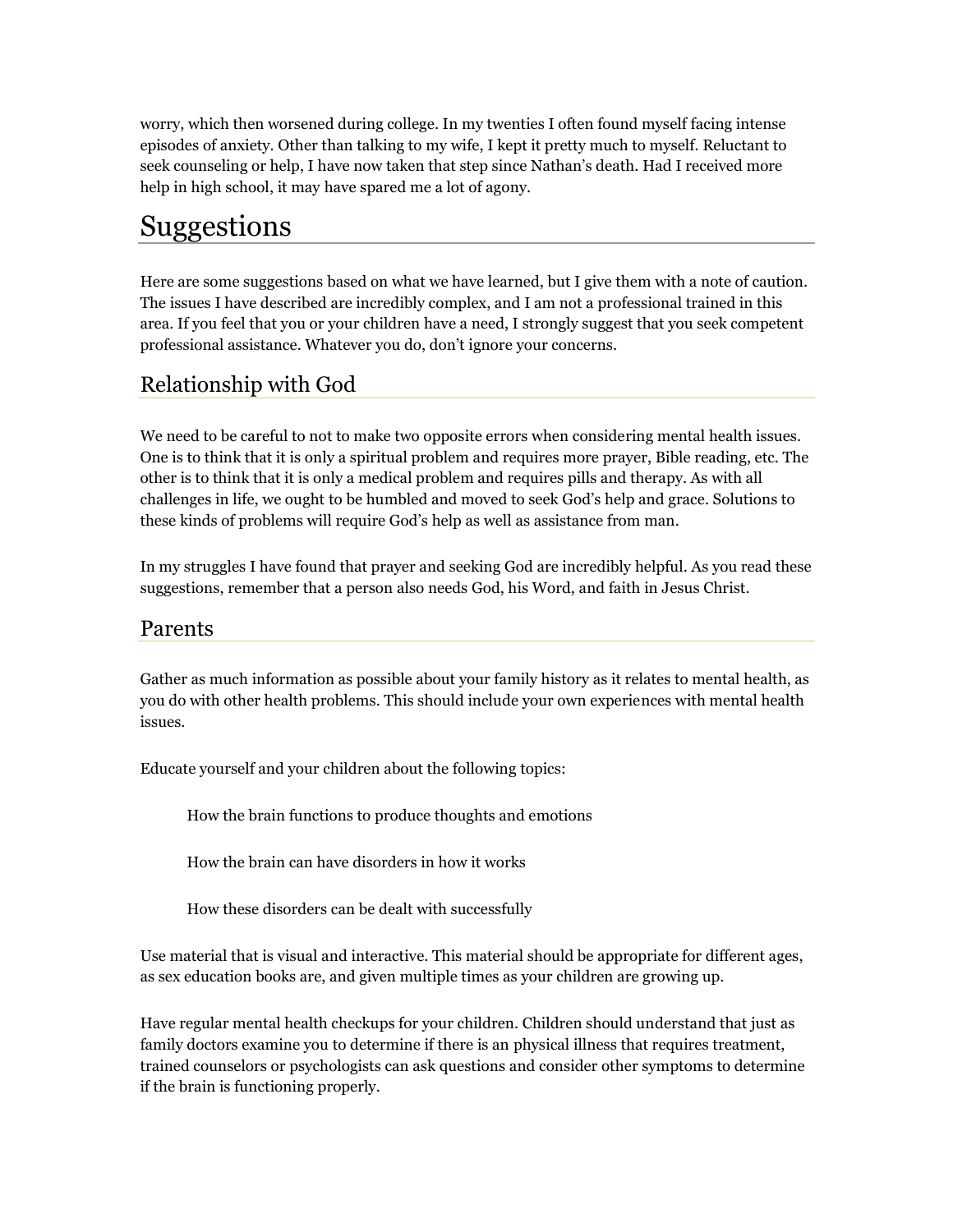worry, which then worsened during college. In my twenties I often found myself facing intense episodes of anxiety. Other than talking to my wife, I kept it pretty much to myself. Reluctant to seek counseling or help, I have now taken that step since Nathan's death. Had I received more help in high school, it may have spared me a lot of agony.

# Suggestions

Here are some suggestions based on what we have learned, but I give them with a note of caution. The issues I have described are incredibly complex, and I am not a professional trained in this area. If you feel that you or your children have a need, I strongly suggest that you seek competent professional assistance. Whatever you do, don't ignore your concerns.

## Relationship with God

We need to be careful to not to make two opposite errors when considering mental health issues. One is to think that it is only a spiritual problem and requires more prayer, Bible reading, etc. The other is to think that it is only a medical problem and requires pills and therapy. As with all challenges in life, we ought to be humbled and moved to seek God's help and grace. Solutions to these kinds of problems will require God's help as well as assistance from man.

In my struggles I have found that prayer and seeking God are incredibly helpful. As you read these suggestions, remember that a person also needs God, his Word, and faith in Jesus Christ.

## Parents

Gather as much information as possible about your family history as it relates to mental health, as you do with other health problems. This should include your own experiences with mental health issues.

Educate yourself and your children about the following topics:

> How the brain functions to produce thoughts and emotions
>
> How the brain can have disorders in how it works
>
> How these disorders can be dealt with successfully

Use material that is visual and interactive. This material should be appropriate for different ages, as sex education books are, and given multiple times as your children are growing up.

Have regular mental health checkups for your children. Children should understand that just as family doctors examine you to determine if there is an physical illness that requires treatment, trained counselors or psychologists can ask questions and consider other symptoms to determine if the brain is functioning properly.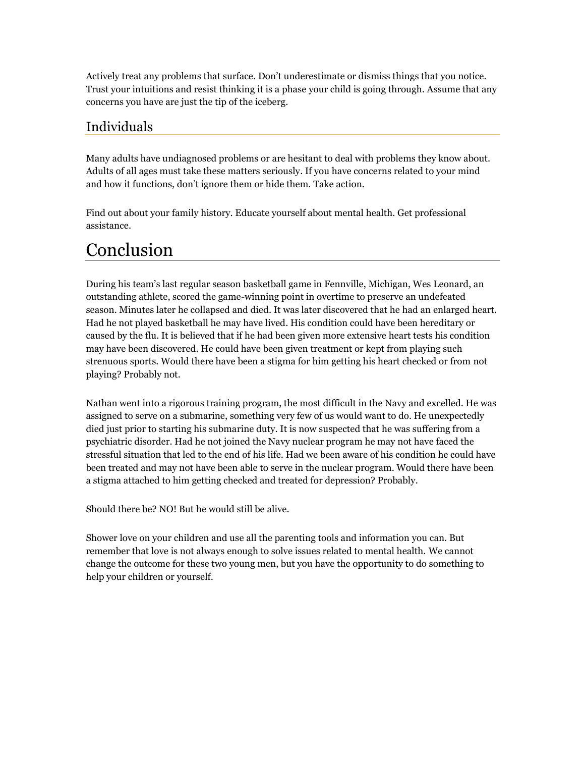Actively treat any problems that surface. Don't underestimate or dismiss things that you notice. Trust your intuitions and resist thinking it is a phase your child is going through. Assume that any concerns you have are just the tip of the iceberg.

## Individuals

Many adults have undiagnosed problems or are hesitant to deal with problems they know about. Adults of all ages must take these matters seriously. If you have concerns related to your mind and how it functions, don't ignore them or hide them. Take action.

Find out about your family history. Educate yourself about mental health. Get professional assistance.

# Conclusion

During his team's last regular season basketball game in Fennville, Michigan, Wes Leonard, an outstanding athlete, scored the game-winning point in overtime to preserve an undefeated season. Minutes later he collapsed and died. It was later discovered that he had an enlarged heart. Had he not played basketball he may have lived. His condition could have been hereditary or caused by the flu. It is believed that if he had been given more extensive heart tests his condition may have been discovered. He could have been given treatment or kept from playing such strenuous sports. Would there have been a stigma for him getting his heart checked or from not playing? Probably not.

Nathan went into a rigorous training program, the most difficult in the Navy and excelled. He was assigned to serve on a submarine, something very few of us would want to do. He unexpectedly died just prior to starting his submarine duty. It is now suspected that he was suffering from a psychiatric disorder. Had he not joined the Navy nuclear program he may not have faced the stressful situation that led to the end of his life. Had we been aware of his condition he could have been treated and may not have been able to serve in the nuclear program. Would there have been a stigma attached to him getting checked and treated for depression? Probably.

Should there be? NO! But he would still be alive.

Shower love on your children and use all the parenting tools and information you can. But remember that love is not always enough to solve issues related to mental health. We cannot change the outcome for these two young men, but you have the opportunity to do something to help your children or yourself.